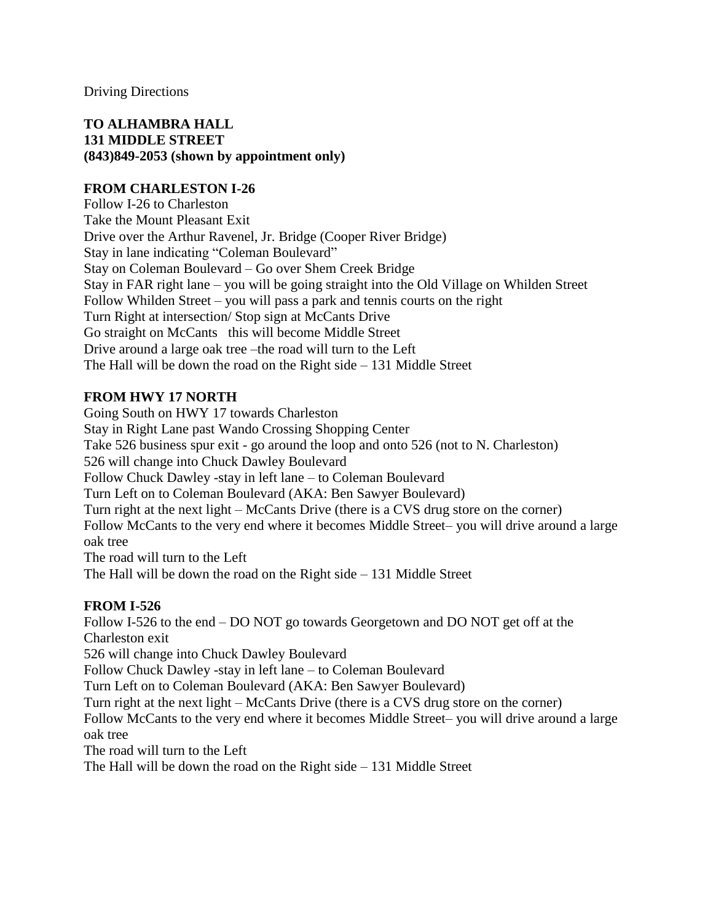Driving Directions

**TO ALHAMBRA HALL**
**131 MIDDLE STREET**
**(843)849-2053 (shown by appointment only)**

**FROM CHARLESTON I-26**

Follow I-26 to Charleston
Take the Mount Pleasant Exit
Drive over the Arthur Ravenel, Jr. Bridge (Cooper River Bridge)
Stay in lane indicating "Coleman Boulevard"
Stay on Coleman Boulevard – Go over Shem Creek Bridge
Stay in FAR right lane – you will be going straight into the Old Village on Whilden Street
Follow Whilden Street – you will pass a park and tennis courts on the right
Turn Right at intersection/ Stop sign at McCants Drive
Go straight on McCants   this will become Middle Street
Drive around a large oak tree –the road will turn to the Left
The Hall will be down the road on the Right side – 131 Middle Street

**FROM HWY 17 NORTH**

Going South on HWY 17 towards Charleston
Stay in Right Lane past Wando Crossing Shopping Center
Take 526 business spur exit - go around the loop and onto 526 (not to N. Charleston)
526 will change into Chuck Dawley Boulevard
Follow Chuck Dawley -stay in left lane – to Coleman Boulevard
Turn Left on to Coleman Boulevard (AKA: Ben Sawyer Boulevard)
Turn right at the next light – McCants Drive (there is a CVS drug store on the corner)
Follow McCants to the very end where it becomes Middle Street– you will drive around a large oak tree
The road will turn to the Left
The Hall will be down the road on the Right side – 131 Middle Street

**FROM I-526**

Follow I-526 to the end – DO NOT go towards Georgetown and DO NOT get off at the Charleston exit
526 will change into Chuck Dawley Boulevard
Follow Chuck Dawley -stay in left lane – to Coleman Boulevard
Turn Left on to Coleman Boulevard (AKA: Ben Sawyer Boulevard)
Turn right at the next light – McCants Drive (there is a CVS drug store on the corner)
Follow McCants to the very end where it becomes Middle Street– you will drive around a large oak tree
The road will turn to the Left
The Hall will be down the road on the Right side – 131 Middle Street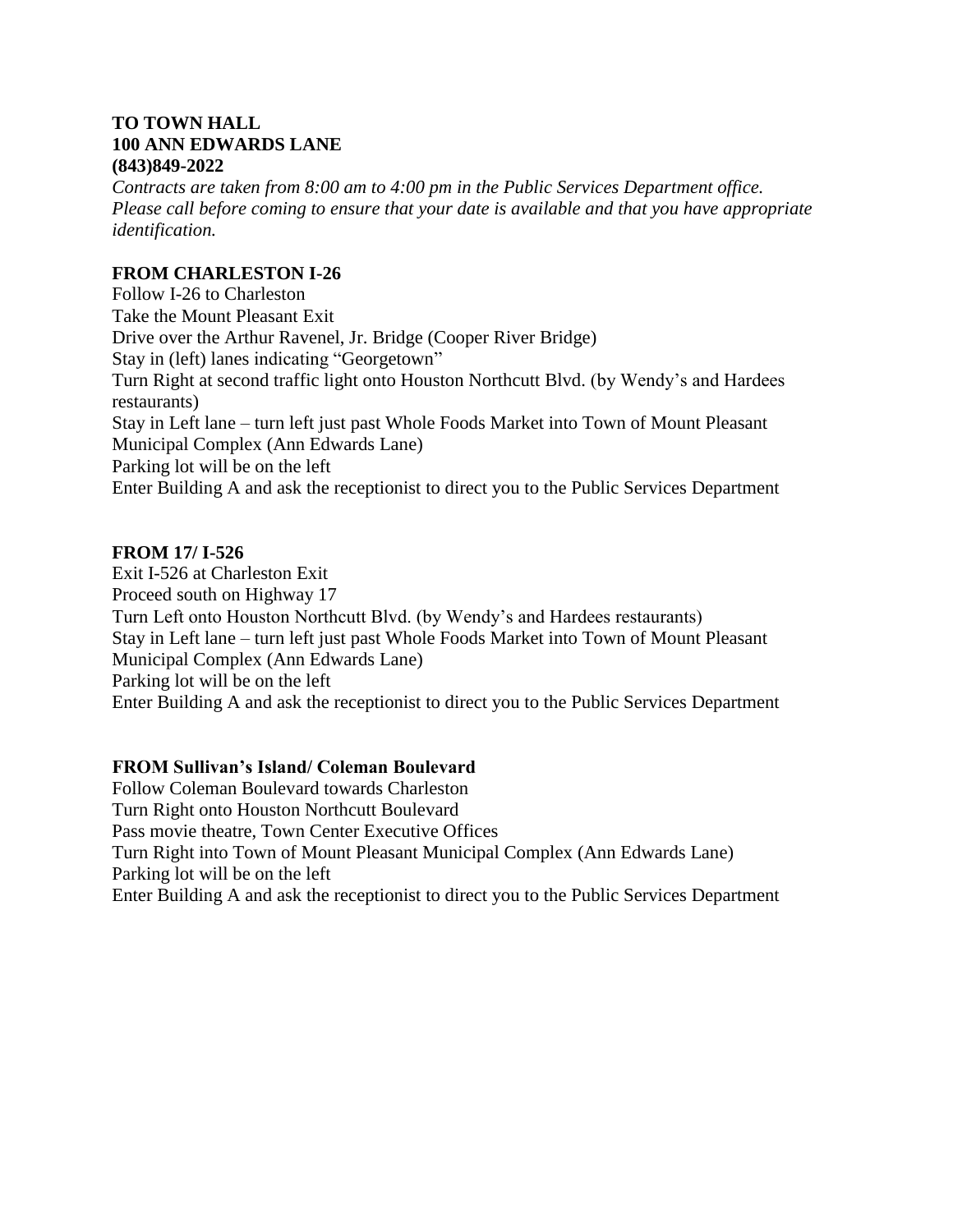**TO TOWN HALL**
**100 ANN EDWARDS LANE**
**(843)849-2022**

*Contracts are taken from 8:00 am to 4:00 pm in the Public Services Department office. Please call before coming to ensure that your date is available and that you have appropriate identification.*

**FROM CHARLESTON I-26**

Follow I-26 to Charleston
Take the Mount Pleasant Exit
Drive over the Arthur Ravenel, Jr. Bridge (Cooper River Bridge)
Stay in (left) lanes indicating "Georgetown"
Turn Right at second traffic light onto Houston Northcutt Blvd. (by Wendy's and Hardees restaurants)
Stay in Left lane – turn left just past Whole Foods Market into Town of Mount Pleasant Municipal Complex (Ann Edwards Lane)
Parking lot will be on the left
Enter Building A and ask the receptionist to direct you to the Public Services Department

**FROM 17/ I-526**

Exit I-526 at Charleston Exit
Proceed south on Highway 17
Turn Left onto Houston Northcutt Blvd. (by Wendy's and Hardees restaurants)
Stay in Left lane – turn left just past Whole Foods Market into Town of Mount Pleasant Municipal Complex (Ann Edwards Lane)
Parking lot will be on the left
Enter Building A and ask the receptionist to direct you to the Public Services Department

**FROM Sullivan's Island/ Coleman Boulevard**

Follow Coleman Boulevard towards Charleston
Turn Right onto Houston Northcutt Boulevard
Pass movie theatre, Town Center Executive Offices
Turn Right into Town of Mount Pleasant Municipal Complex (Ann Edwards Lane)
Parking lot will be on the left
Enter Building A and ask the receptionist to direct you to the Public Services Department